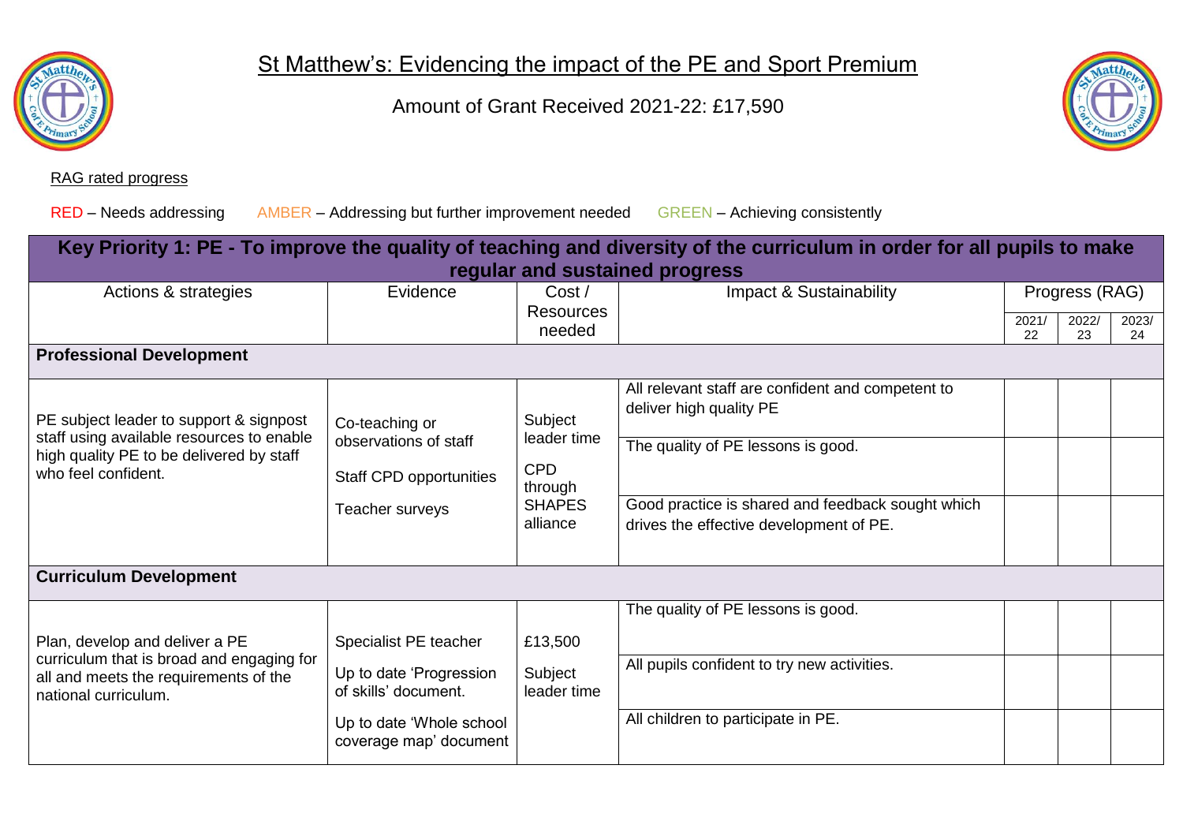# St Matthew's: Evidencing the impact of the PE and Sport Premium

Amount of Grant Received 2021-22: £17,590

RAG rated progress

RED – Needs addressing AMBER – Addressing but further improvement needed GREEN – Achieving consistently

| **Key Priority 1: PE - To improve the quality of teaching and diversity of the curriculum in order for all pupils to make regular and sustained progress** | | | | | | |
|---|---|---|---|---|---|---|
| Actions & strategies | Evidence | Cost / Resources needed | Impact & Sustainability | Progress (RAG) | | |
| | | | | 2021/22 | 2022/23 | 2023/24 |
| **Professional Development** | | | | | | |
| PE subject leader to support & signpost staff using available resources to enable high quality PE to be delivered by staff who feel confident. | Co-teaching or observations of staff<br><br>Staff CPD opportunities<br><br>Teacher surveys | Subject leader time<br><br>CPD through SHAPES alliance | All relevant staff are confident and competent to deliver high quality PE | | | |
| | | | The quality of PE lessons is good. | | | |
| | | | Good practice is shared and feedback sought which drives the effective development of PE. | | | |
| **Curriculum Development** | | | | | | |
| Plan, develop and deliver a PE curriculum that is broad and engaging for all and meets the requirements of the national curriculum. | Specialist PE teacher<br><br>Up to date 'Progression of skills' document.<br><br>Up to date 'Whole school coverage map' document | £13,500<br><br>Subject leader time | The quality of PE lessons is good. | | | |
| | | | All pupils confident to try new activities. | | | |
| | | | All children to participate in PE. | | | |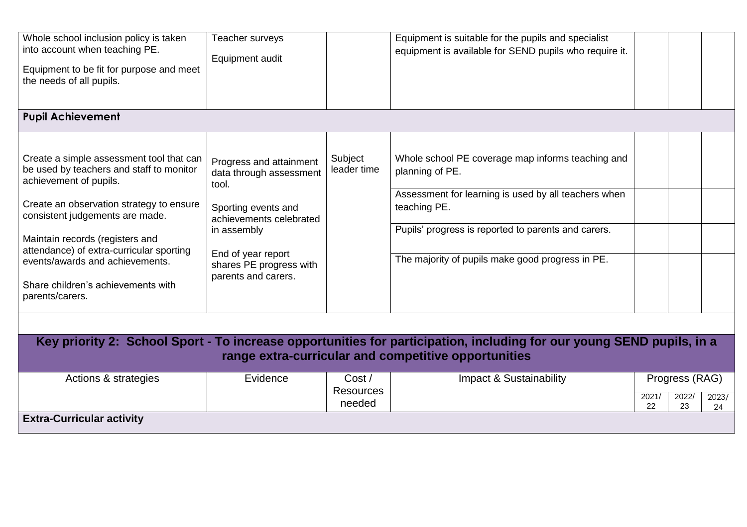| Actions & strategies | Evidence | Cost / Resources needed | Impact & Sustainability | Progress (RAG) 2021/22 | 2022/23 | 2023/24 |
|---|---|---|---|---|---|---|
| Whole school inclusion policy is taken into account when teaching PE.<br><br>Equipment to be fit for purpose and meet the needs of all pupils. | Teacher surveys<br><br>Equipment audit | | Equipment is suitable for the pupils and specialist equipment is available for SEND pupils who require it. | | | |
| **Pupil Achievement** | | | | | | |
| Create a simple assessment tool that can be used by teachers and staff to monitor achievement of pupils.<br><br>Create an observation strategy to ensure consistent judgements are made.<br><br>Maintain records (registers and attendance) of extra-curricular sporting events/awards and achievements.<br><br>Share children's achievements with parents/carers. | Progress and attainment data through assessment tool.<br><br>Sporting events and achievements celebrated in assembly<br><br>End of year report shares PE progress with parents and carers. | Subject leader time | Whole school PE coverage map informs teaching and planning of PE. | | | |
| | | | Assessment for learning is used by all teachers when teaching PE. | | | |
| | | | Pupils' progress is reported to parents and carers. | | | |
| | | | The majority of pupils make good progress in PE. | | | |

## Key priority 2: School Sport - To increase opportunities for participation, including for our young SEND pupils, in a range extra-curricular and competitive opportunities

| Actions & strategies | Evidence | Cost / Resources needed | Impact & Sustainability | Progress (RAG) | | |
|---|---|---|---|---|---|---|
| | | | | 2021/22 | 2022/23 | 2023/24 |
| **Extra-Curricular activity** | | | | | | |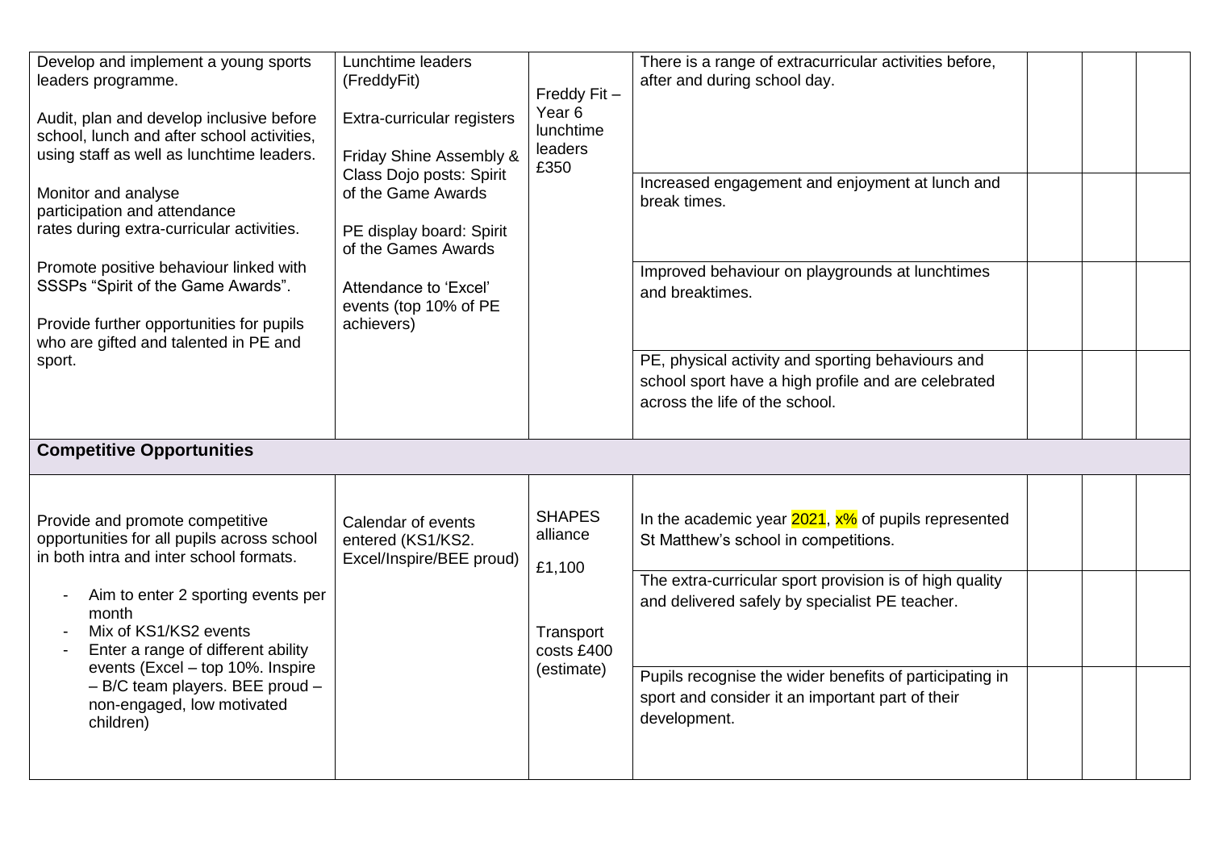| | | | | | | |
|---|---|---|---|---|---|---|
| Develop and implement a young sports leaders programme.<br><br>Audit, plan and develop inclusive before school, lunch and after school activities, using staff as well as lunchtime leaders.<br><br>Monitor and analyse participation and attendance rates during extra-curricular activities.<br><br>Promote positive behaviour linked with SSSPs "Spirit of the Game Awards".<br><br>Provide further opportunities for pupils who are gifted and talented in PE and sport. | Lunchtime leaders (FreddyFit)<br><br>Extra-curricular registers<br><br>Friday Shine Assembly & Class Dojo posts: Spirit of the Game Awards<br><br>PE display board: Spirit of the Games Awards<br><br>Attendance to 'Excel' events (top 10% of PE achievers) | Freddy Fit – Year 6 lunchtime leaders £350 | There is a range of extracurricular activities before, after and during school day. | | | |
| | | | Increased engagement and enjoyment at lunch and break times. | | | |
| | | | Improved behaviour on playgrounds at lunchtimes and breaktimes. | | | |
| | | | PE, physical activity and sporting behaviours and school sport have a high profile and are celebrated across the life of the school. | | | |
| **Competitive Opportunities** | | | | | | |
| Provide and promote competitive opportunities for all pupils across school in both intra and inter school formats.<br><br>- Aim to enter 2 sporting events per month<br>- Mix of KS1/KS2 events<br>- Enter a range of different ability events (Excel – top 10%. Inspire – B/C team players. BEE proud – non-engaged, low motivated children) | Calendar of events entered (KS1/KS2. Excel/Inspire/BEE proud) | SHAPES alliance<br><br>£1,100<br><br>Transport costs £400 (estimate) | In the academic year 2021, x% of pupils represented St Matthew's school in competitions. | | | |
| | | | The extra-curricular sport provision is of high quality and delivered safely by specialist PE teacher. | | | |
| | | | Pupils recognise the wider benefits of participating in sport and consider it an important part of their development. | | | |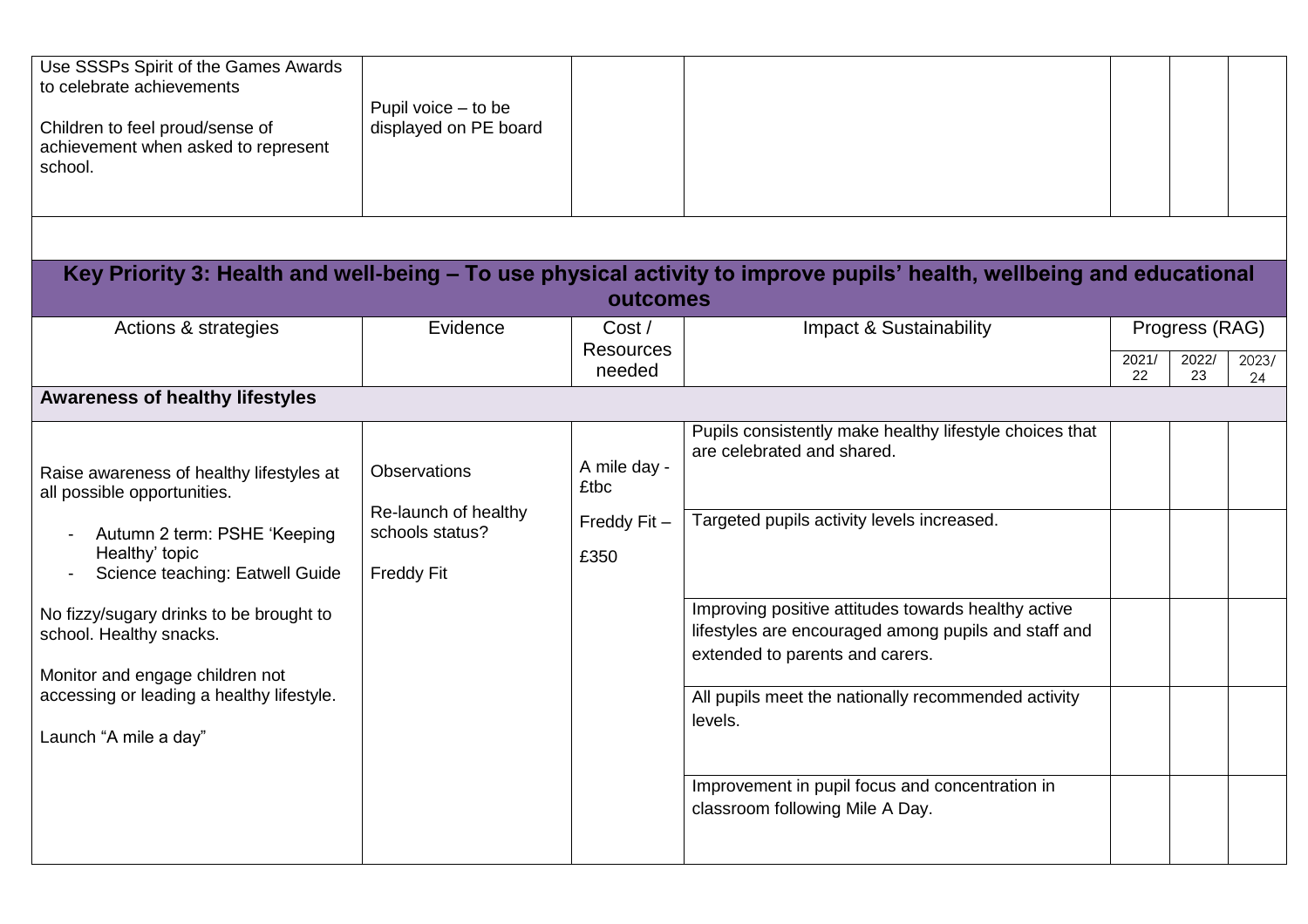| Use SSSPs Spirit of the Games Awards to celebrate achievements<br><br>Children to feel proud/sense of achievement when asked to represent school. | Pupil voice – to be displayed on PE board | | | | | |
|---|---|---|---|---|---|---|

## Key Priority 3: Health and well-being – To use physical activity to improve pupils' health, wellbeing and educational outcomes

| Actions & strategies | Evidence | Cost / Resources needed | Impact & Sustainability | Progress (RAG) | | |
|---|---|---|---|---|---|---|
| | | | | 2021/22 | 2022/23 | 2023/24 |
| **Awareness of healthy lifestyles** | | | | | | |
| Raise awareness of healthy lifestyles at all possible opportunities.<br>- Autumn 2 term: PSHE 'Keeping Healthy' topic<br>- Science teaching: Eatwell Guide<br><br>No fizzy/sugary drinks to be brought to school. Healthy snacks.<br><br>Monitor and engage children not accessing or leading a healthy lifestyle.<br><br>Launch "A mile a day" | Observations<br><br>Re-launch of healthy schools status?<br><br>Freddy Fit | A mile day - £tbc<br><br>Freddy Fit – £350 | Pupils consistently make healthy lifestyle choices that are celebrated and shared. | | | |
| | | | Targeted pupils activity levels increased. | | | |
| | | | Improving positive attitudes towards healthy active lifestyles are encouraged among pupils and staff and extended to parents and carers. | | | |
| | | | All pupils meet the nationally recommended activity levels. | | | |
| | | | Improvement in pupil focus and concentration in classroom following Mile A Day. | | | |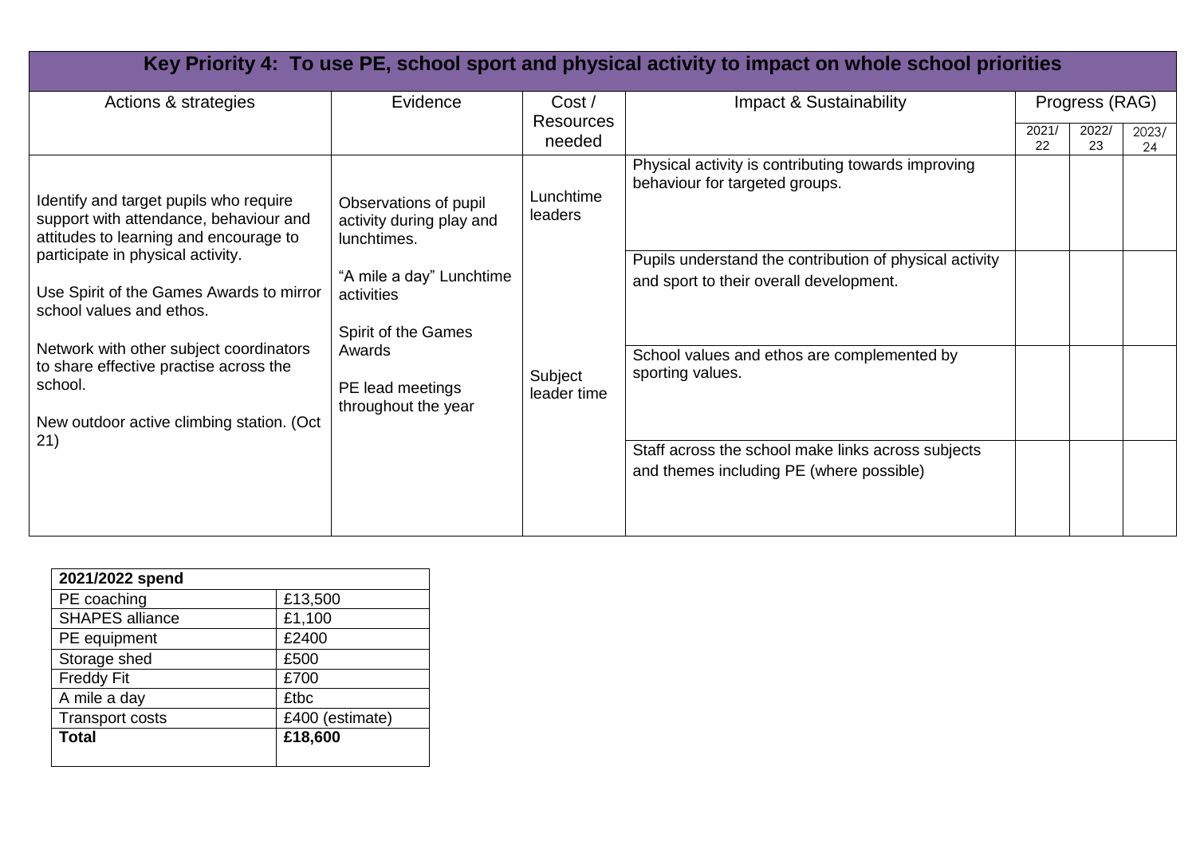| Key Priority 4: To use PE, school sport and physical activity to impact on whole school priorities | | | | | | |
|---|---|---|---|---|---|---|
| Actions & strategies | Evidence | Cost / Resources needed | Impact & Sustainability | Progress (RAG) | | |
| | | | | 2021/22 | 2022/23 | 2023/24 |
| Identify and target pupils who require support with attendance, behaviour and attitudes to learning and encourage to participate in physical activity.<br><br>Use Spirit of the Games Awards to mirror school values and ethos.<br><br>Network with other subject coordinators to share effective practise across the school.<br><br>New outdoor active climbing station. (Oct 21) | Observations of pupil activity during play and lunchtimes.<br><br>"A mile a day" Lunchtime activities<br><br>Spirit of the Games Awards<br><br>PE lead meetings throughout the year | Lunchtime leaders<br><br>Subject leader time | Physical activity is contributing towards improving behaviour for targeted groups. | | | |
| | | | Pupils understand the contribution of physical activity and sport to their overall development. | | | |
| | | | School values and ethos are complemented by sporting values. | | | |
| | | | Staff across the school make links across subjects and themes including PE (where possible) | | | |

| **2021/2022 spend** | |
|---|---|
| PE coaching | £13,500 |
| SHAPES alliance | £1,100 |
| PE equipment | £2400 |
| Storage shed | £500 |
| Freddy Fit | £700 |
| A mile a day | £tbc |
| Transport costs | £400 (estimate) |
| **Total** | **£18,600** |